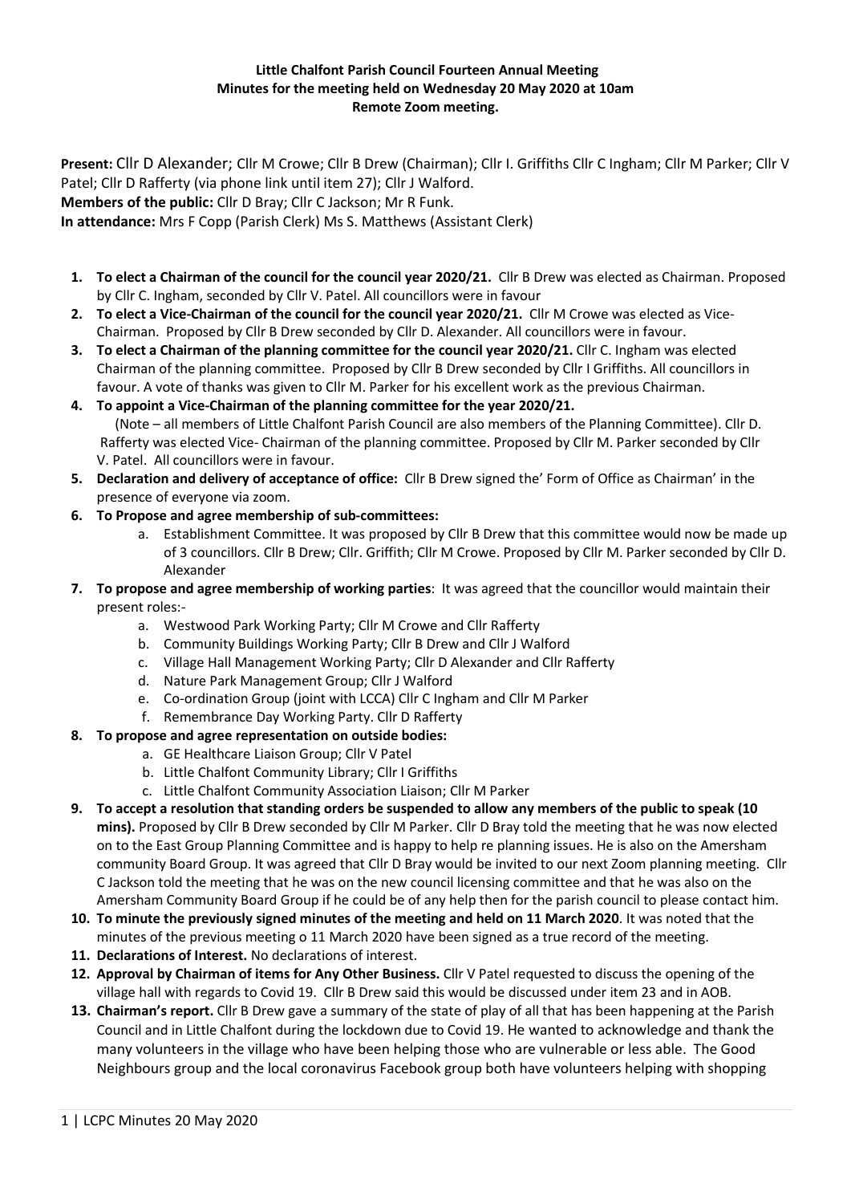**Little Chalfont Parish Council Fourteen Annual Meeting**
**Minutes for the meeting held on Wednesday 20 May 2020 at 10am**
**Remote Zoom meeting.**

**Present:** Cllr D Alexander; Cllr M Crowe; Cllr B Drew (Chairman); Cllr I. Griffiths Cllr C Ingham; Cllr M Parker; Cllr V Patel; Cllr D Rafferty (via phone link until item 27); Cllr J Walford.
**Members of the public:** Cllr D Bray; Cllr C Jackson; Mr R Funk.
**In attendance:** Mrs F Copp (Parish Clerk) Ms S. Matthews (Assistant Clerk)

1. **To elect a Chairman of the council for the council year 2020/21.** Cllr B Drew was elected as Chairman. Proposed by Cllr C. Ingham, seconded by Cllr V. Patel. All councillors were in favour
2. **To elect a Vice-Chairman of the council for the council year 2020/21.** Cllr M Crowe was elected as Vice-Chairman. Proposed by Cllr B Drew seconded by Cllr D. Alexander. All councillors were in favour.
3. **To elect a Chairman of the planning committee for the council year 2020/21.** Cllr C. Ingham was elected Chairman of the planning committee. Proposed by Cllr B Drew seconded by Cllr I Griffiths. All councillors in favour. A vote of thanks was given to Cllr M. Parker for his excellent work as the previous Chairman.
4. **To appoint a Vice-Chairman of the planning committee for the year 2020/21.** (Note – all members of Little Chalfont Parish Council are also members of the Planning Committee). Cllr D. Rafferty was elected Vice- Chairman of the planning committee. Proposed by Cllr M. Parker seconded by Cllr V. Patel. All councillors were in favour.
5. **Declaration and delivery of acceptance of office:** Cllr B Drew signed the' Form of Office as Chairman' in the presence of everyone via zoom.
6. **To Propose and agree membership of sub-committees:**
   a. Establishment Committee. It was proposed by Cllr B Drew that this committee would now be made up of 3 councillors. Cllr B Drew; Cllr. Griffith; Cllr M Crowe. Proposed by Cllr M. Parker seconded by Cllr D. Alexander
7. **To propose and agree membership of working parties**: It was agreed that the councillor would maintain their present roles:-
   a. Westwood Park Working Party; Cllr M Crowe and Cllr Rafferty
   b. Community Buildings Working Party; Cllr B Drew and Cllr J Walford
   c. Village Hall Management Working Party; Cllr D Alexander and Cllr Rafferty
   d. Nature Park Management Group; Cllr J Walford
   e. Co-ordination Group (joint with LCCA) Cllr C Ingham and Cllr M Parker
   f. Remembrance Day Working Party. Cllr D Rafferty
8. **To propose and agree representation on outside bodies:**
   a. GE Healthcare Liaison Group; Cllr V Patel
   b. Little Chalfont Community Library; Cllr I Griffiths
   c. Little Chalfont Community Association Liaison; Cllr M Parker
9. **To accept a resolution that standing orders be suspended to allow any members of the public to speak (10 mins).** Proposed by Cllr B Drew seconded by Cllr M Parker. Cllr D Bray told the meeting that he was now elected on to the East Group Planning Committee and is happy to help re planning issues. He is also on the Amersham community Board Group. It was agreed that Cllr D Bray would be invited to our next Zoom planning meeting. Cllr C Jackson told the meeting that he was on the new council licensing committee and that he was also on the Amersham Community Board Group if he could be of any help then for the parish council to please contact him.
10. **To minute the previously signed minutes of the meeting and held on 11 March 2020**. It was noted that the minutes of the previous meeting o 11 March 2020 have been signed as a true record of the meeting.
11. **Declarations of Interest.** No declarations of interest.
12. **Approval by Chairman of items for Any Other Business.** Cllr V Patel requested to discuss the opening of the village hall with regards to Covid 19. Cllr B Drew said this would be discussed under item 23 and in AOB.
13. **Chairman's report.** Cllr B Drew gave a summary of the state of play of all that has been happening at the Parish Council and in Little Chalfont during the lockdown due to Covid 19. He wanted to acknowledge and thank the many volunteers in the village who have been helping those who are vulnerable or less able. The Good Neighbours group and the local coronavirus Facebook group both have volunteers helping with shopping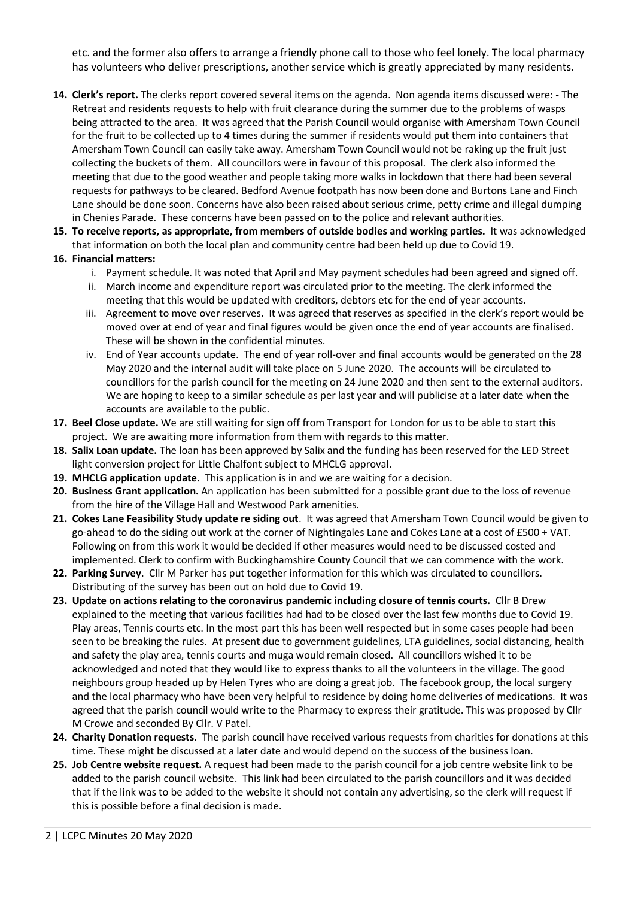etc. and the former also offers to arrange a friendly phone call to those who feel lonely. The local pharmacy has volunteers who deliver prescriptions, another service which is greatly appreciated by many residents.

14. **Clerk's report.** The clerks report covered several items on the agenda. Non agenda items discussed were: - The Retreat and residents requests to help with fruit clearance during the summer due to the problems of wasps being attracted to the area. It was agreed that the Parish Council would organise with Amersham Town Council for the fruit to be collected up to 4 times during the summer if residents would put them into containers that Amersham Town Council can easily take away. Amersham Town Council would not be raking up the fruit just collecting the buckets of them. All councillors were in favour of this proposal. The clerk also informed the meeting that due to the good weather and people taking more walks in lockdown that there had been several requests for pathways to be cleared. Bedford Avenue footpath has now been done and Burtons Lane and Finch Lane should be done soon. Concerns have also been raised about serious crime, petty crime and illegal dumping in Chenies Parade. These concerns have been passed on to the police and relevant authorities.
15. **To receive reports, as appropriate, from members of outside bodies and working parties.** It was acknowledged that information on both the local plan and community centre had been held up due to Covid 19.
16. **Financial matters:**
    i. Payment schedule. It was noted that April and May payment schedules had been agreed and signed off.
    ii. March income and expenditure report was circulated prior to the meeting. The clerk informed the meeting that this would be updated with creditors, debtors etc for the end of year accounts.
    iii. Agreement to move over reserves. It was agreed that reserves as specified in the clerk's report would be moved over at end of year and final figures would be given once the end of year accounts are finalised. These will be shown in the confidential minutes.
    iv. End of Year accounts update. The end of year roll-over and final accounts would be generated on the 28 May 2020 and the internal audit will take place on 5 June 2020. The accounts will be circulated to councillors for the parish council for the meeting on 24 June 2020 and then sent to the external auditors. We are hoping to keep to a similar schedule as per last year and will publicise at a later date when the accounts are available to the public.
17. **Beel Close update.** We are still waiting for sign off from Transport for London for us to be able to start this project. We are awaiting more information from them with regards to this matter.
18. **Salix Loan update.** The loan has been approved by Salix and the funding has been reserved for the LED Street light conversion project for Little Chalfont subject to MHCLG approval.
19. **MHCLG application update.** This application is in and we are waiting for a decision.
20. **Business Grant application.** An application has been submitted for a possible grant due to the loss of revenue from the hire of the Village Hall and Westwood Park amenities.
21. **Cokes Lane Feasibility Study update re siding out**. It was agreed that Amersham Town Council would be given to go-ahead to do the siding out work at the corner of Nightingales Lane and Cokes Lane at a cost of £500 + VAT. Following on from this work it would be decided if other measures would need to be discussed costed and implemented. Clerk to confirm with Buckinghamshire County Council that we can commence with the work.
22. **Parking Survey**. Cllr M Parker has put together information for this which was circulated to councillors. Distributing of the survey has been out on hold due to Covid 19.
23. **Update on actions relating to the coronavirus pandemic including closure of tennis courts.** Cllr B Drew explained to the meeting that various facilities had had to be closed over the last few months due to Covid 19. Play areas, Tennis courts etc. In the most part this has been well respected but in some cases people had been seen to be breaking the rules. At present due to government guidelines, LTA guidelines, social distancing, health and safety the play area, tennis courts and muga would remain closed. All councillors wished it to be acknowledged and noted that they would like to express thanks to all the volunteers in the village. The good neighbours group headed up by Helen Tyres who are doing a great job. The facebook group, the local surgery and the local pharmacy who have been very helpful to residence by doing home deliveries of medications. It was agreed that the parish council would write to the Pharmacy to express their gratitude. This was proposed by Cllr M Crowe and seconded By Cllr. V Patel.
24. **Charity Donation requests.** The parish council have received various requests from charities for donations at this time. These might be discussed at a later date and would depend on the success of the business loan.
25. **Job Centre website request.** A request had been made to the parish council for a job centre website link to be added to the parish council website. This link had been circulated to the parish councillors and it was decided that if the link was to be added to the website it should not contain any advertising, so the clerk will request if this is possible before a final decision is made.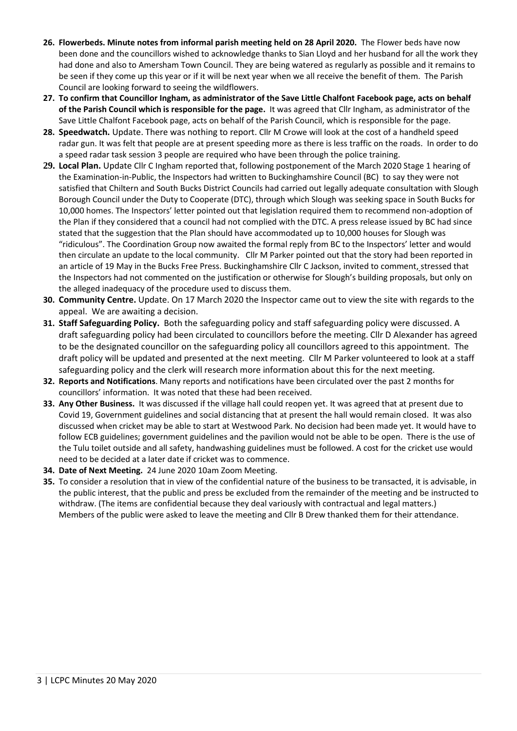26. **Flowerbeds. Minute notes from informal parish meeting held on 28 April 2020.** The Flower beds have now been done and the councillors wished to acknowledge thanks to Sian Lloyd and her husband for all the work they had done and also to Amersham Town Council. They are being watered as regularly as possible and it remains to be seen if they come up this year or if it will be next year when we all receive the benefit of them. The Parish Council are looking forward to seeing the wildflowers.
27. **To confirm that Councillor Ingham, as administrator of the Save Little Chalfont Facebook page, acts on behalf of the Parish Council which is responsible for the page.** It was agreed that Cllr Ingham, as administrator of the Save Little Chalfont Facebook page, acts on behalf of the Parish Council, which is responsible for the page.
28. **Speedwatch.** Update. There was nothing to report. Cllr M Crowe will look at the cost of a handheld speed radar gun. It was felt that people are at present speeding more as there is less traffic on the roads. In order to do a speed radar task session 3 people are required who have been through the police training.
29. **Local Plan.** Update Cllr C Ingham reported that, following postponement of the March 2020 Stage 1 hearing of the Examination-in-Public, the Inspectors had written to Buckinghamshire Council (BC) to say they were not satisfied that Chiltern and South Bucks District Councils had carried out legally adequate consultation with Slough Borough Council under the Duty to Cooperate (DTC), through which Slough was seeking space in South Bucks for 10,000 homes. The Inspectors' letter pointed out that legislation required them to recommend non-adoption of the Plan if they considered that a council had not complied with the DTC. A press release issued by BC had since stated that the suggestion that the Plan should have accommodated up to 10,000 houses for Slough was "ridiculous". The Coordination Group now awaited the formal reply from BC to the Inspectors' letter and would then circulate an update to the local community. Cllr M Parker pointed out that the story had been reported in an article of 19 May in the Bucks Free Press. Buckinghamshire Cllr C Jackson, invited to comment, stressed that the Inspectors had not commented on the justification or otherwise for Slough's building proposals, but only on the alleged inadequacy of the procedure used to discuss them.
30. **Community Centre.** Update. On 17 March 2020 the Inspector came out to view the site with regards to the appeal. We are awaiting a decision.
31. **Staff Safeguarding Policy.** Both the safeguarding policy and staff safeguarding policy were discussed. A draft safeguarding policy had been circulated to councillors before the meeting. Cllr D Alexander has agreed to be the designated councillor on the safeguarding policy all councillors agreed to this appointment. The draft policy will be updated and presented at the next meeting. Cllr M Parker volunteered to look at a staff safeguarding policy and the clerk will research more information about this for the next meeting.
32. **Reports and Notifications**. Many reports and notifications have been circulated over the past 2 months for councillors' information. It was noted that these had been received.
33. **Any Other Business.** It was discussed if the village hall could reopen yet. It was agreed that at present due to Covid 19, Government guidelines and social distancing that at present the hall would remain closed. It was also discussed when cricket may be able to start at Westwood Park. No decision had been made yet. It would have to follow ECB guidelines; government guidelines and the pavilion would not be able to be open. There is the use of the Tulu toilet outside and all safety, handwashing guidelines must be followed. A cost for the cricket use would need to be decided at a later date if cricket was to commence.
34. **Date of Next Meeting.** 24 June 2020 10am Zoom Meeting.
35. To consider a resolution that in view of the confidential nature of the business to be transacted, it is advisable, in the public interest, that the public and press be excluded from the remainder of the meeting and be instructed to withdraw. (The items are confidential because they deal variously with contractual and legal matters.) Members of the public were asked to leave the meeting and Cllr B Drew thanked them for their attendance.